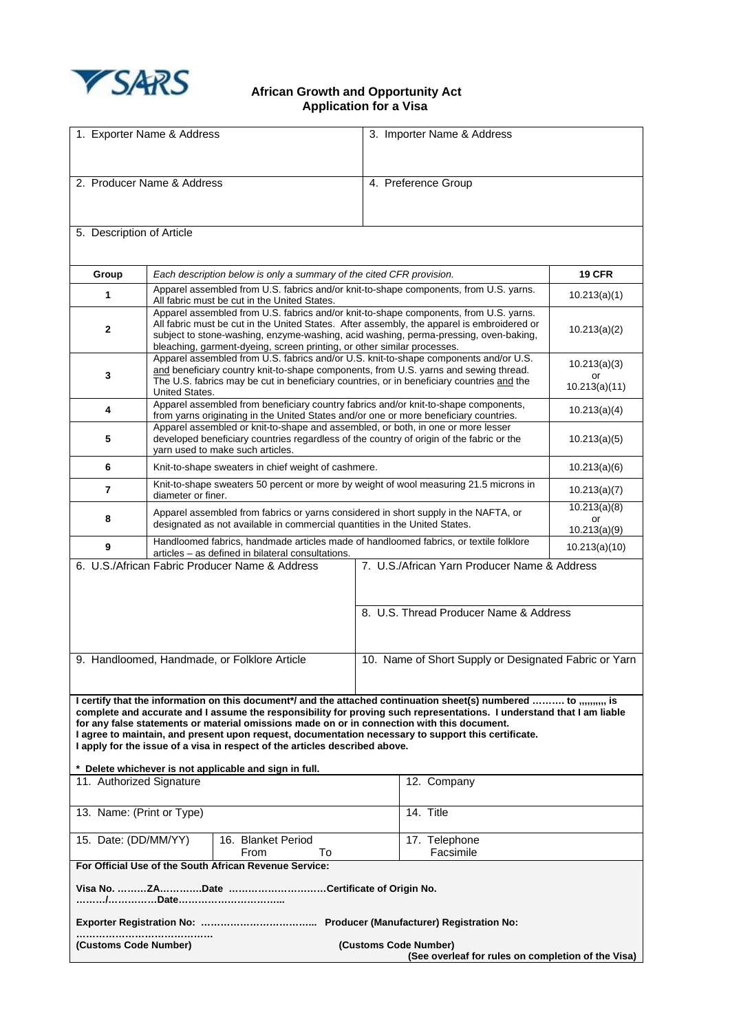SARS

# African Growth and Opportunity Act
## Application for a Visa

| 1. Exporter Name & Address | 3. Importer Name & Address |
|---|---|
| 2. Producer Name & Address | 4. Preference Group |

5. Description of Article

| Group | *Each description below is only a summary of the cited CFR provision.* | 19 CFR |
|---|---|---|
| 1 | Apparel assembled from U.S. fabrics and/or knit-to-shape components, from U.S. yarns. All fabric must be cut in the United States. | 10.213(a)(1) |
| 2 | Apparel assembled from U.S. fabrics and/or knit-to-shape components, from U.S. yarns. All fabric must be cut in the United States. After assembly, the apparel is embroidered or subject to stone-washing, enzyme-washing, acid washing, perma-pressing, oven-baking, bleaching, garment-dyeing, screen printing, or other similar processes. | 10.213(a)(2) |
| 3 | Apparel assembled from U.S. fabrics and/or U.S. knit-to-shape components and/or U.S. and beneficiary country knit-to-shape components, from U.S. yarns and sewing thread. The U.S. fabrics may be cut in beneficiary countries, or in beneficiary countries and the United States. | 10.213(a)(3) or 10.213(a)(11) |
| 4 | Apparel assembled from beneficiary country fabrics and/or knit-to-shape components, from yarns originating in the United States and/or one or more beneficiary countries. | 10.213(a)(4) |
| 5 | Apparel assembled or knit-to-shape and assembled, or both, in one or more lesser developed beneficiary countries regardless of the country of origin of the fabric or the yarn used to make such articles. | 10.213(a)(5) |
| 6 | Knit-to-shape sweaters in chief weight of cashmere. | 10.213(a)(6) |
| 7 | Knit-to-shape sweaters 50 percent or more by weight of wool measuring 21.5 microns in diameter or finer. | 10.213(a)(7) |
| 8 | Apparel assembled from fabrics or yarns considered in short supply in the NAFTA, or designated as not available in commercial quantities in the United States. | 10.213(a)(8) or 10.213(a)(9) |
| 9 | Handloomed fabrics, handmade articles made of handloomed fabrics, or textile folklore articles – as defined in bilateral consultations. | 10.213(a)(10) |

| 6. U.S./African Fabric Producer Name & Address | 7. U.S./African Yarn Producer Name & Address |
|---|---|
| | 8. U.S. Thread Producer Name & Address |
| 9. Handloomed, Handmade, or Folklore Article | 10. Name of Short Supply or Designated Fabric or Yarn |

**I certify that the information on this document\*/ and the attached continuation sheet(s) numbered ………. to ,,,,,,,,,, is complete and accurate and I assume the responsibility for proving such representations. I understand that I am liable for any false statements or material omissions made on or in connection with this document.**
**I agree to maintain, and present upon request, documentation necessary to support this certificate.**
**I apply for the issue of a visa in respect of the articles described above.**

**\* Delete whichever is not applicable and sign in full.**

| 11. Authorized Signature | | 12. Company |
|---|---|---|
| 13. Name: (Print or Type) | | 14. Title |
| 15. Date: (DD/MM/YY) | 16. Blanket Period From To | 17. Telephone Facsimile |

**For Official Use of the South African Revenue Service:**

**Visa No. ………ZA…………Date …………………………Certificate of Origin No. ………/……………Date…………………………...**

**Exporter Registration No: …………………………….. Producer (Manufacturer) Registration No: ……………………………………**

**(Customs Code Number)** **(Customs Code Number)**

**(See overleaf for rules on completion of the Visa)**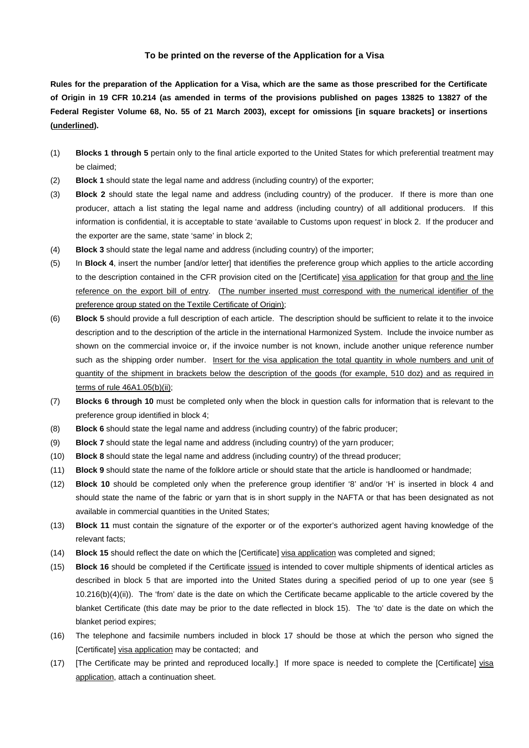**To be printed on the reverse of the Application for a Visa**

**Rules for the preparation of the Application for a Visa, which are the same as those prescribed for the Certificate of Origin in 19 CFR 10.214 (as amended in terms of the provisions published on pages 13825 to 13827 of the Federal Register Volume 68, No. 55 of 21 March 2003), except for omissions [in square brackets] or insertions (<u>underlined</u>).**

(1) **Blocks 1 through 5** pertain only to the final article exported to the United States for which preferential treatment may be claimed;

(2) **Block 1** should state the legal name and address (including country) of the exporter;

(3) **Block 2** should state the legal name and address (including country) of the producer. If there is more than one producer, attach a list stating the legal name and address (including country) of all additional producers. If this information is confidential, it is acceptable to state 'available to Customs upon request' in block 2. If the producer and the exporter are the same, state 'same' in block 2;

(4) **Block 3** should state the legal name and address (including country) of the importer;

(5) In **Block 4**, insert the number [and/or letter] that identifies the preference group which applies to the article according to the description contained in the CFR provision cited on the [Certificate] <u>visa application</u> for that group <u>and the line reference on the export bill of entry</u>. (<u>The number inserted must correspond with the numerical identifier of the preference group stated on the Textile Certificate of Origin)</u>;

(6) **Block 5** should provide a full description of each article. The description should be sufficient to relate it to the invoice description and to the description of the article in the international Harmonized System. Include the invoice number as shown on the commercial invoice or, if the invoice number is not known, include another unique reference number such as the shipping order number. <u>Insert for the visa application the total quantity in whole numbers and unit of quantity of the shipment in brackets below the description of the goods (for example, 510 doz) and as required in terms of rule 46A1.05(b)(ii)</u>;

(7) **Blocks 6 through 10** must be completed only when the block in question calls for information that is relevant to the preference group identified in block 4;

(8) **Block 6** should state the legal name and address (including country) of the fabric producer;

(9) **Block 7** should state the legal name and address (including country) of the yarn producer;

(10) **Block 8** should state the legal name and address (including country) of the thread producer;

(11) **Block 9** should state the name of the folklore article or should state that the article is handloomed or handmade;

(12) **Block 10** should be completed only when the preference group identifier '8' and/or 'H' is inserted in block 4 and should state the name of the fabric or yarn that is in short supply in the NAFTA or that has been designated as not available in commercial quantities in the United States;

(13) **Block 11** must contain the signature of the exporter or of the exporter's authorized agent having knowledge of the relevant facts;

(14) **Block 15** should reflect the date on which the [Certificate] <u>visa application</u> was completed and signed;

(15) **Block 16** should be completed if the Certificate <u>issued</u> is intended to cover multiple shipments of identical articles as described in block 5 that are imported into the United States during a specified period of up to one year (see § 10.216(b)(4)(ii)). The 'from' date is the date on which the Certificate became applicable to the article covered by the blanket Certificate (this date may be prior to the date reflected in block 15). The 'to' date is the date on which the blanket period expires;

(16) The telephone and facsimile numbers included in block 17 should be those at which the person who signed the [Certificate] <u>visa application</u> may be contacted; and

(17) [The Certificate may be printed and reproduced locally.] If more space is needed to complete the [Certificate] <u>visa application</u>, attach a continuation sheet.